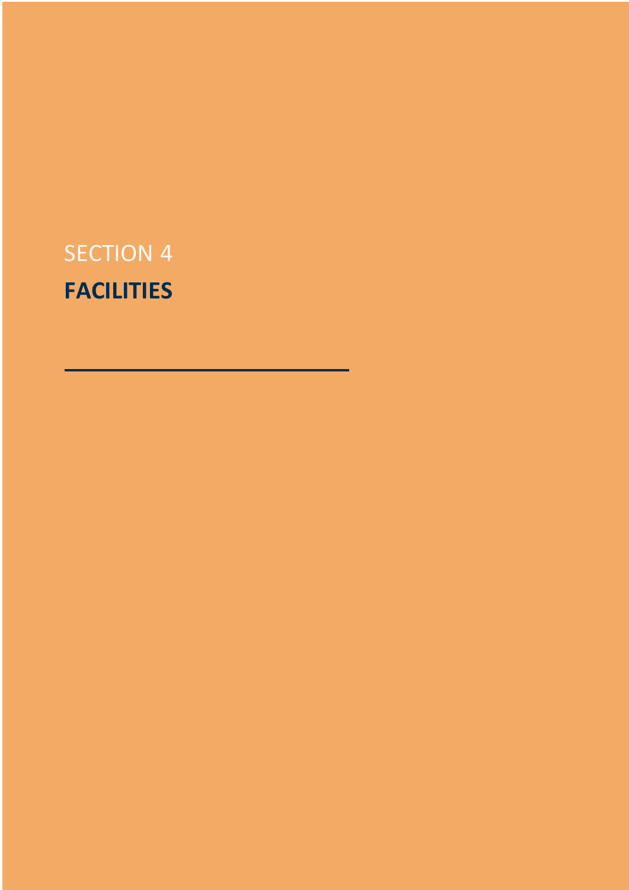SECTION 4

# FACILITIES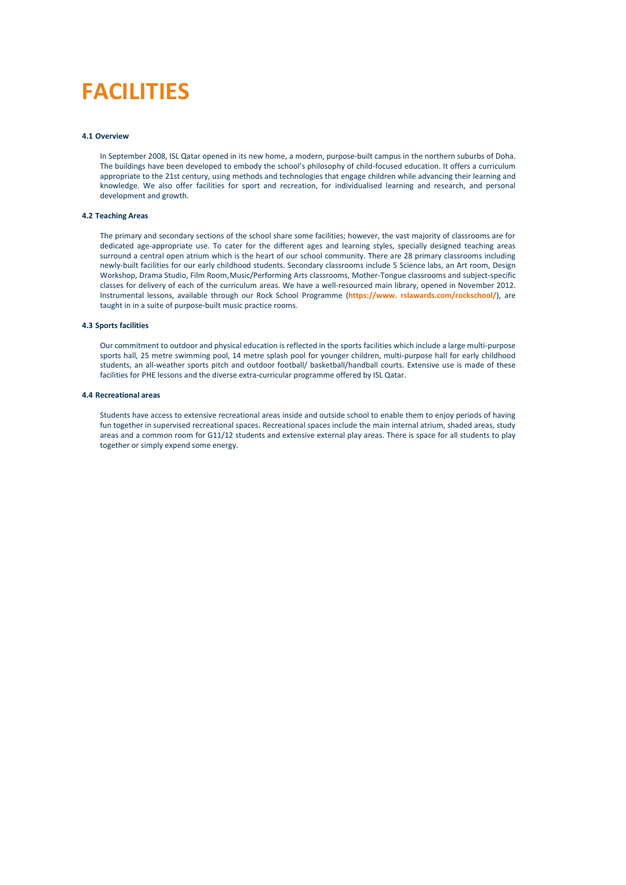# FACILITIES

#### 4.1 Overview

In September 2008, ISL Qatar opened in its new home, a modern, purpose-built campus in the northern suburbs of Doha. The buildings have been developed to embody the school's philosophy of child-focused education. It offers a curriculum appropriate to the 21st century, using methods and technologies that engage children while advancing their learning and knowledge. We also offer facilities for sport and recreation, for individualised learning and research, and personal development and growth.

#### 4.2 Teaching Areas

The primary and secondary sections of the school share some facilities; however, the vast majority of classrooms are for dedicated age-appropriate use. To cater for the different ages and learning styles, specially designed teaching areas surround a central open atrium which is the heart of our school community. There are 28 primary classrooms including newly-built facilities for our early childhood students. Secondary classrooms include 5 Science labs, an Art room, Design Workshop, Drama Studio, Film Room, Music/Performing Arts classrooms, Mother-Tongue classrooms and subject-specific classes for delivery of each of the curriculum areas. We have a well-resourced main library, opened in November 2012. Instrumental lessons, available through our Rock School Programme (**https://www. rslawards.com/rockschool/**), are taught in in a suite of purpose-built music practice rooms.

#### 4.3 Sports facilities

Our commitment to outdoor and physical education is reflected in the sports facilities which include a large multi-purpose sports hall, 25 metre swimming pool, 14 metre splash pool for younger children, multi-purpose hall for early childhood students, an all-weather sports pitch and outdoor football/ basketball/handball courts. Extensive use is made of these facilities for PHE lessons and the diverse extra-curricular programme offered by ISL Qatar.

#### 4.4 Recreational areas

Students have access to extensive recreational areas inside and outside school to enable them to enjoy periods of having fun together in supervised recreational spaces. Recreational spaces include the main internal atrium, shaded areas, study areas and a common room for G11/12 students and extensive external play areas. There is space for all students to play together or simply expend some energy.